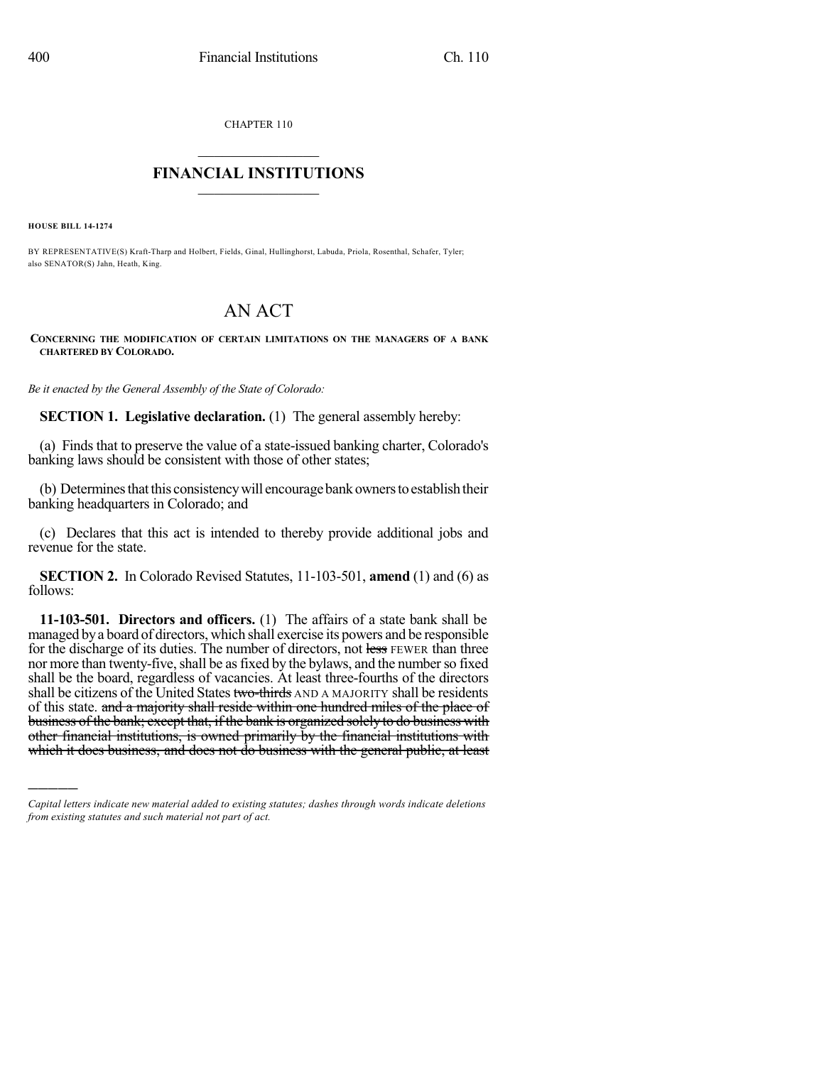CHAPTER 110

## FINANCIAL INSTITUTIONS

**HOUSE BILL 14-1274**

BY REPRESENTATIVE(S) Kraft-Tharp and Holbert, Fields, Ginal, Hullinghorst, Labuda, Priola, Rosenthal, Schafer, Tyler; also SENATOR(S) Jahn, Heath, King.

# AN ACT

**CONCERNING THE MODIFICATION OF CERTAIN LIMITATIONS ON THE MANAGERS OF A BANK CHARTERED BY COLORADO.**

*Be it enacted by the General Assembly of the State of Colorado:*

**SECTION 1. Legislative declaration.** (1) The general assembly hereby:

(a) Finds that to preserve the value of a state-issued banking charter, Colorado's banking laws should be consistent with those of other states;

(b) Determines that this consistency will encourage bank owners to establish their banking headquarters in Colorado; and

(c) Declares that this act is intended to thereby provide additional jobs and revenue for the state.

**SECTION 2.** In Colorado Revised Statutes, 11-103-501, **amend** (1) and (6) as follows:

**11-103-501. Directors and officers.** (1) The affairs of a state bank shall be managed by a board of directors, which shall exercise its powers and be responsible for the discharge of its duties. The number of directors, not ~~less~~ FEWER than three nor more than twenty-five, shall be as fixed by the bylaws, and the number so fixed shall be the board, regardless of vacancies. At least three-fourths of the directors shall be citizens of the United States ~~two-thirds~~ AND A MAJORITY shall be residents of this state. ~~and a majority shall reside within one hundred miles of the place of business of the bank; except that, if the bank is organized solely to do business with other financial institutions, is owned primarily by the financial institutions with which it does business, and does not do business with the general public, at least~~

---

*Capital letters indicate new material added to existing statutes; dashes through words indicate deletions from existing statutes and such material not part of act.*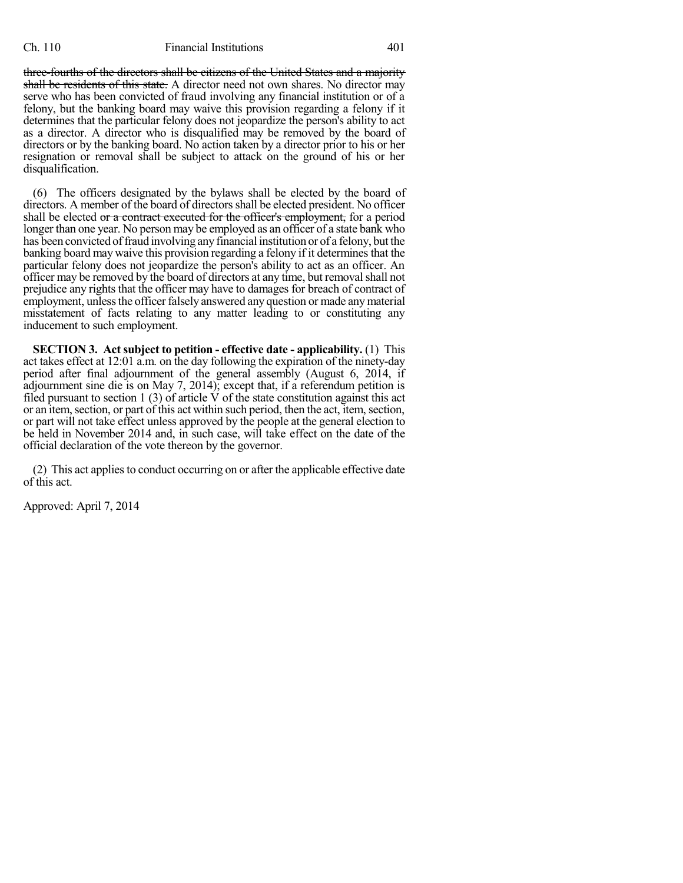~~three-fourths of the directors shall be citizens of the United States and a majority shall be residents of this state.~~ A director need not own shares. No director may serve who has been convicted of fraud involving any financial institution or of a felony, but the banking board may waive this provision regarding a felony if it determines that the particular felony does not jeopardize the person's ability to act as a director. A director who is disqualified may be removed by the board of directors or by the banking board. No action taken by a director prior to his or her resignation or removal shall be subject to attack on the ground of his or her disqualification.

(6) The officers designated by the bylaws shall be elected by the board of directors. A member of the board of directors shall be elected president. No officer shall be elected ~~or a contract executed for the officer's employment,~~ for a period longer than one year. No person may be employed as an officer of a state bank who has been convicted of fraud involving any financial institution or of a felony, but the banking board may waive this provision regarding a felony if it determines that the particular felony does not jeopardize the person's ability to act as an officer. An officer may be removed by the board of directors at any time, but removal shall not prejudice any rights that the officer may have to damages for breach of contract of employment, unless the officer falsely answered any question or made any material misstatement of facts relating to any matter leading to or constituting any inducement to such employment.

**SECTION 3. Act subject to petition - effective date - applicability.** (1) This act takes effect at 12:01 a.m. on the day following the expiration of the ninety-day period after final adjournment of the general assembly (August 6, 2014, if adjournment sine die is on May 7, 2014); except that, if a referendum petition is filed pursuant to section 1 (3) of article V of the state constitution against this act or an item, section, or part of this act within such period, then the act, item, section, or part will not take effect unless approved by the people at the general election to be held in November 2014 and, in such case, will take effect on the date of the official declaration of the vote thereon by the governor.

(2) This act applies to conduct occurring on or after the applicable effective date of this act.

Approved: April 7, 2014